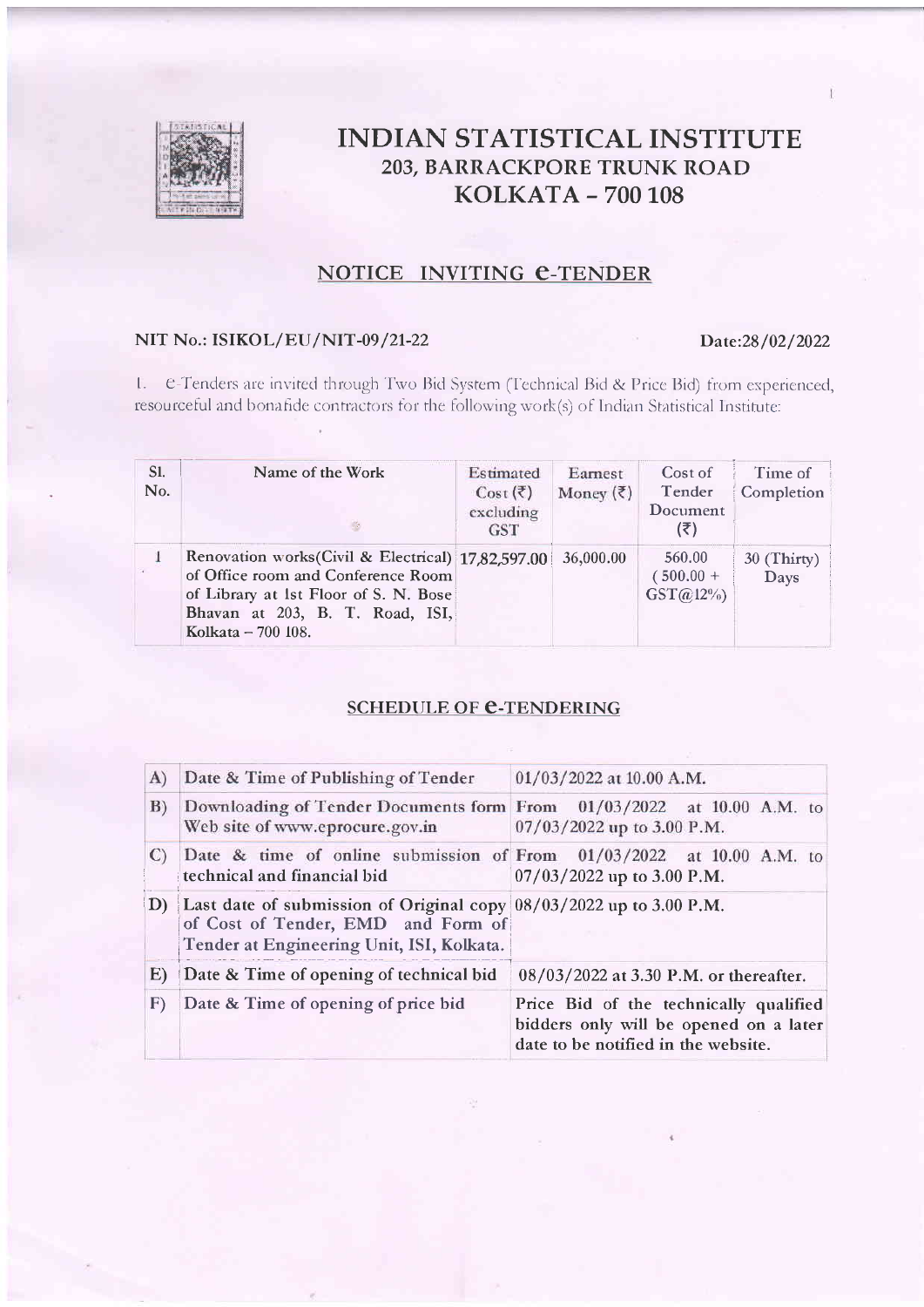# INDIAN STATISTICAL INSTITUTE
## 203, BARRACKPORE TRUNK ROAD
## KOLKATA – 700 108

### NOTICE INVITING e-TENDER

**NIT No.: ISIKOL/EU/NIT-09/21-22** **Date:28/02/2022**

1. e-Tenders are invited through Two Bid System (Technical Bid & Price Bid) from experienced, resourceful and bonafide contractors for the following work(s) of Indian Statistical Institute:

| Sl. No. | Name of the Work | Estimated Cost (₹) excluding GST | Earnest Money (₹) | Cost of Tender Document (₹) | Time of Completion |
|---|---|---|---|---|---|
| 1 | Renovation works(Civil & Electrical) of Office room and Conference Room of Library at 1st Floor of S. N. Bose Bhavan at 203, B. T. Road, ISI, Kolkata – 700 108. | 17,82,597.00 | 36,000.00 | 560.00 (500.00 + GST@12%) | 30 (Thirty) Days |

### SCHEDULE OF e-TENDERING

| | | |
|---|---|---|
| A) | Date & Time of Publishing of Tender | 01/03/2022 at 10.00 A.M. |
| B) | Downloading of Tender Documents form Web site of www.eprocure.gov.in | From 01/03/2022 at 10.00 A.M. to 07/03/2022 up to 3.00 P.M. |
| C) | Date & time of online submission of technical and financial bid | From 01/03/2022 at 10.00 A.M. to 07/03/2022 up to 3.00 P.M. |
| D) | Last date of submission of Original copy of Cost of Tender, EMD and Form of Tender at Engineering Unit, ISI, Kolkata. | 08/03/2022 up to 3.00 P.M. |
| E) | Date & Time of opening of technical bid | 08/03/2022 at 3.30 P.M. or thereafter. |
| F) | Date & Time of opening of price bid | Price Bid of the technically qualified bidders only will be opened on a later date to be notified in the website. |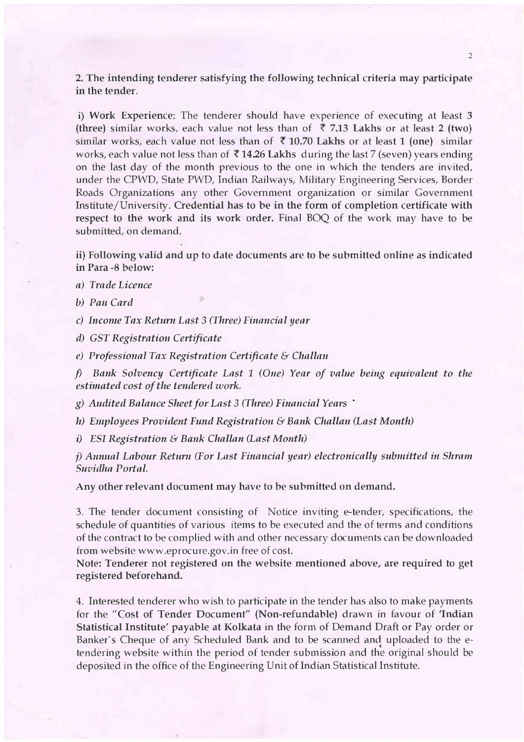**2. The intending tenderer satisfying the following technical criteria may participate in the tender.**

**i) Work Experience**: The tenderer should have experience of executing at least **3 (three)** similar works, each value not less than of **₹ 7.13 Lakhs** or at least **2 (two)** similar works, each value not less than of **₹ 10.70 Lakhs** or at least **1 (one)** similar works, each value not less than of **₹ 14.26 Lakhs** during the last 7 (seven) years ending on the last day of the month previous to the one in which the tenders are invited, under the CPWD, State PWD, Indian Railways, Military Engineering Services, Border Roads Organizations any other Government organization or similar Government Institute/University. **Credential has to be in the form of completion certificate with respect to the work and its work order.** Final BOQ of the work may have to be submitted, on demand.

**ii) Following valid and up to date documents are to be submitted online as indicated in Para -8 below:**

*a) Trade Licence*

*b) Pan Card*

*c) Income Tax Return Last 3 (Three) Financial year*

*d) GST Registration Certificate*

*e) Professional Tax Registration Certificate & Challan*

*f) Bank Solvency Certificate Last 1 (One) Year of value being equivalent to the estimated cost of the tendered work.*

*g) Audited Balance Sheet for Last 3 (Three) Financial Years*

*h) Employees Provident Fund Registration & Bank Challan (Last Month)*

*i) ESI Registration & Bank Challan (Last Month)*

*j) Annual Labour Return (For Last Financial year) electronically submitted in Shram Suvidha Portal.*

**Any other relevant document may have to be submitted on demand.**

3. The tender document consisting of Notice inviting e-tender, specifications, the schedule of quantities of various items to be executed and the of terms and conditions of the contract to be complied with and other necessary documents can be downloaded from website www.eprocure.gov.in free of cost.

**Note: Tenderer not registered on the website mentioned above, are required to get registered beforehand.**

4. Interested tenderer who wish to participate in the tender has also to make payments for the **"Cost of Tender Document"** (Non-refundable) drawn in favour of **'Indian Statistical Institute' payable at Kolkata** in the form of Demand Draft or Pay order or Banker's Cheque of any Scheduled Bank and to be scanned and uploaded to the e-tendering website within the period of tender submission and the original should be deposited in the office of the Engineering Unit of Indian Statistical Institute.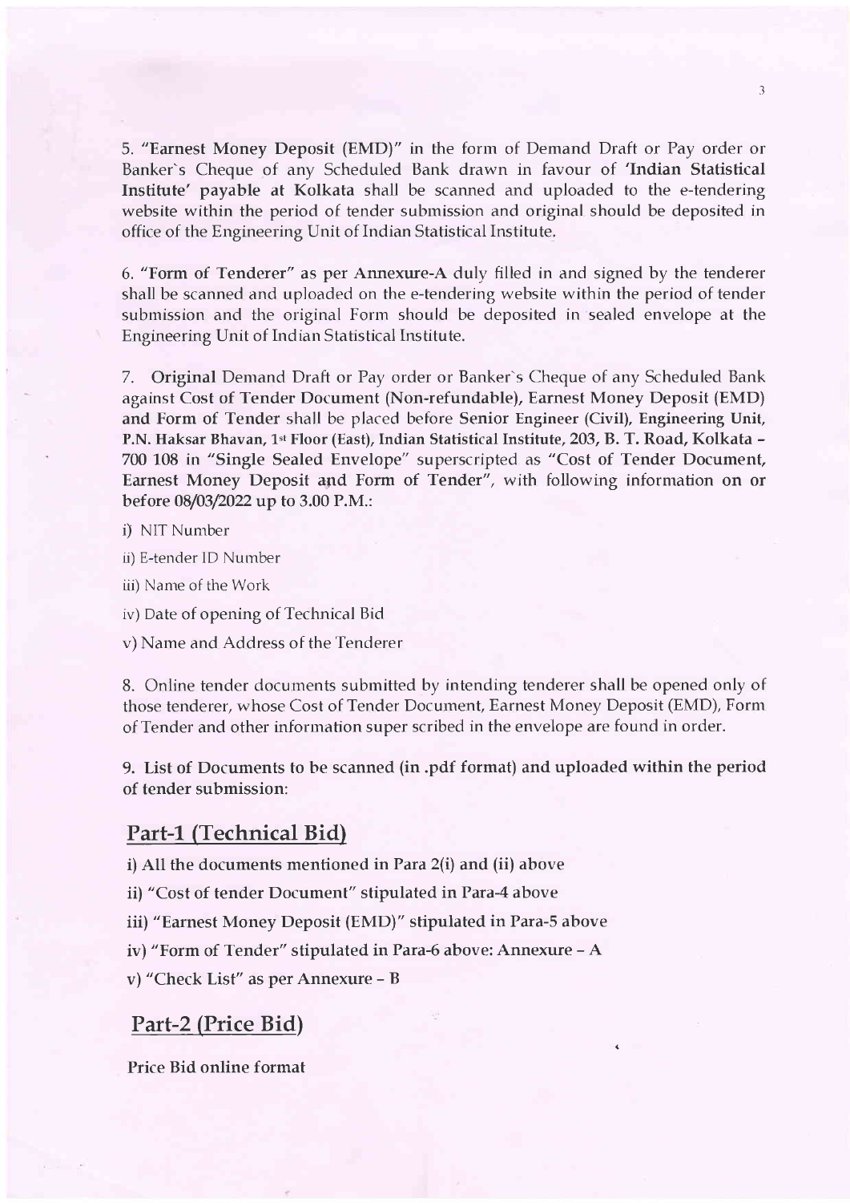5. **"Earnest Money Deposit (EMD)"** in the form of Demand Draft or Pay order or Banker`s Cheque of any Scheduled Bank drawn in favour of **'Indian Statistical Institute' payable at Kolkata** shall be scanned and uploaded to the e-tendering website within the period of tender submission and original should be deposited in office of the Engineering Unit of Indian Statistical Institute.

6. **"Form of Tenderer"** as per **Annexure-A** duly filled in and signed by the tenderer shall be scanned and uploaded on the e-tendering website within the period of tender submission and the original Form should be deposited in sealed envelope at the Engineering Unit of Indian Statistical Institute.

7. **Original** Demand Draft or Pay order or Banker`s Cheque of any Scheduled Bank against **Cost of Tender Document (Non-refundable), Earnest Money Deposit (EMD) and Form of Tender** shall be placed before **Senior Engineer (Civil), Engineering Unit, P.N. Haksar Bhavan, 1st Floor (East), Indian Statistical Institute, 203, B. T. Road, Kolkata – 700 108** in "Single Sealed Envelope" superscripted as **"Cost of Tender Document, Earnest Money Deposit and Form of Tender"**, with following information **on or before 08/03/2022 up to 3.00 P.M.**:

i) NIT Number

ii) E-tender ID Number

iii) Name of the Work

iv) Date of opening of Technical Bid

v) Name and Address of the Tenderer

8. Online tender documents submitted by intending tenderer shall be opened only of those tenderer, whose Cost of Tender Document, Earnest Money Deposit (EMD), Form of Tender and other information super scribed in the envelope are found in order.

9. **List of Documents to be scanned (in .pdf format) and uploaded within the period of tender submission**:

## Part-1 (Technical Bid)

**i) All the documents mentioned in Para 2(i) and (ii) above**

**ii) "Cost of tender Document" stipulated in Para-4 above**

**iii) "Earnest Money Deposit (EMD)" stipulated in Para-5 above**

**iv) "Form of Tender" stipulated in Para-6 above: Annexure – A**

**v) "Check List" as per Annexure – B**

## Part-2 (Price Bid)

**Price Bid online format**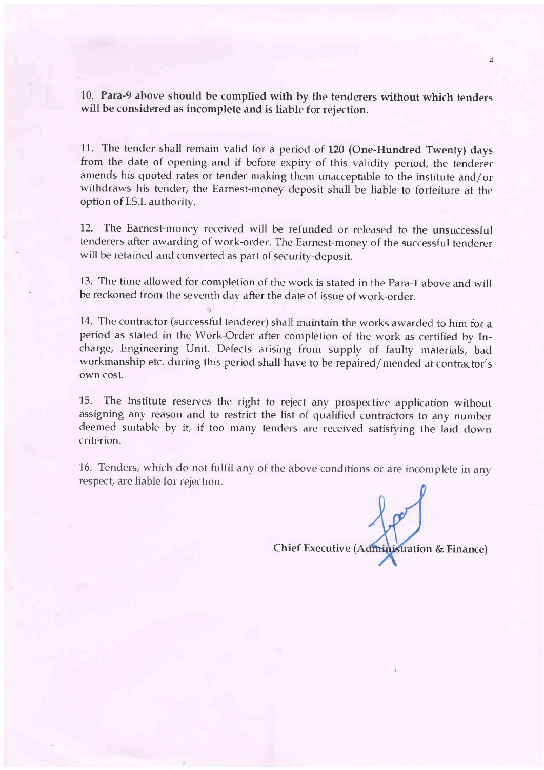**10. Para-9 above should be complied with by the tenderers without which tenders will be considered as incomplete and is liable for rejection.**

11. The tender shall remain valid for a period of **120 (One-Hundred Twenty)** days from the date of opening and if before expiry of this validity period, the tenderer amends his quoted rates or tender making them unacceptable to the institute and/or withdraws his tender, the Earnest-money deposit shall be liable to forfeiture at the option of I.S.I. authority.

12. The Earnest-money received will be refunded or released to the unsuccessful tenderers after awarding of work-order. The Earnest-money of the successful tenderer will be retained and converted as part of security-deposit.

13. The time allowed for completion of the work is stated in the Para-1 above and will be reckoned from the seventh day after the date of issue of work-order.

14. The contractor (successful tenderer) shall maintain the works awarded to him for a period as stated in the Work-Order after completion of the work as certified by In-charge, Engineering Unit. Defects arising from supply of faulty materials, bad workmanship etc. during this period shall have to be repaired/mended at contractor's own cost.

15. The Institute reserves the right to reject any prospective application without assigning any reason and to restrict the list of qualified contractors to any number deemed suitable by it, if too many tenders are received satisfying the laid down criterion.

16. Tenders, which do not fulfil any of the above conditions or are incomplete in any respect, are liable for rejection.

**Chief Executive (Administration & Finance)**